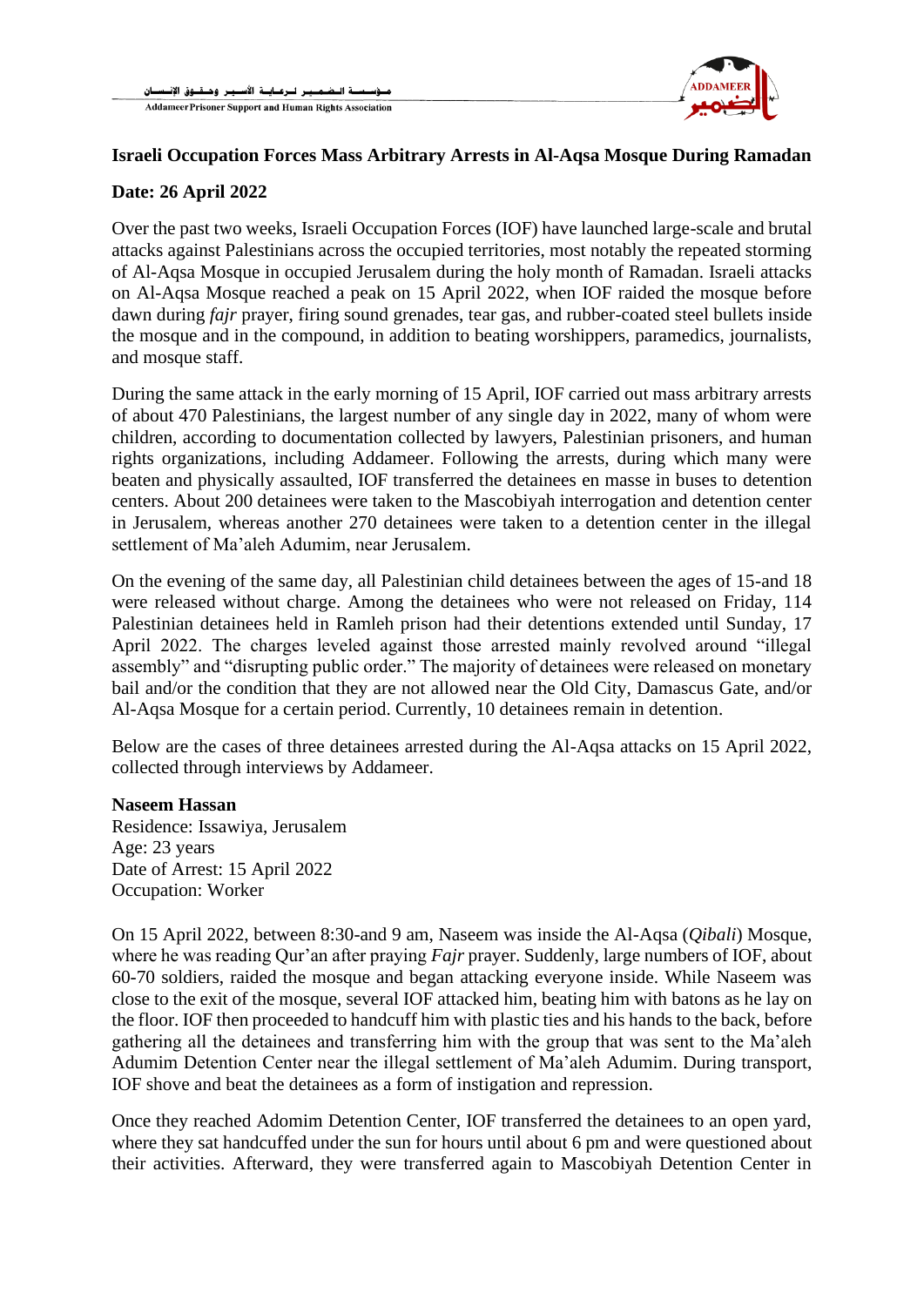**Israeli Occupation Forces Mass Arbitrary Arrests in Al-Aqsa Mosque During Ramadan**

**Date: 26 April 2022**

Over the past two weeks, Israeli Occupation Forces (IOF) have launched large-scale and brutal attacks against Palestinians across the occupied territories, most notably the repeated storming of Al-Aqsa Mosque in occupied Jerusalem during the holy month of Ramadan. Israeli attacks on Al-Aqsa Mosque reached a peak on 15 April 2022, when IOF raided the mosque before dawn during *fajr* prayer, firing sound grenades, tear gas, and rubber-coated steel bullets inside the mosque and in the compound, in addition to beating worshippers, paramedics, journalists, and mosque staff.

During the same attack in the early morning of 15 April, IOF carried out mass arbitrary arrests of about 470 Palestinians, the largest number of any single day in 2022, many of whom were children, according to documentation collected by lawyers, Palestinian prisoners, and human rights organizations, including Addameer. Following the arrests, during which many were beaten and physically assaulted, IOF transferred the detainees en masse in buses to detention centers. About 200 detainees were taken to the Mascobiyah interrogation and detention center in Jerusalem, whereas another 270 detainees were taken to a detention center in the illegal settlement of Ma'aleh Adumim, near Jerusalem.

On the evening of the same day, all Palestinian child detainees between the ages of 15-and 18 were released without charge. Among the detainees who were not released on Friday, 114 Palestinian detainees held in Ramleh prison had their detentions extended until Sunday, 17 April 2022. The charges leveled against those arrested mainly revolved around "illegal assembly" and "disrupting public order." The majority of detainees were released on monetary bail and/or the condition that they are not allowed near the Old City, Damascus Gate, and/or Al-Aqsa Mosque for a certain period. Currently, 10 detainees remain in detention.

Below are the cases of three detainees arrested during the Al-Aqsa attacks on 15 April 2022, collected through interviews by Addameer.

**Naseem Hassan**
Residence: Issawiya, Jerusalem
Age: 23 years
Date of Arrest: 15 April 2022
Occupation: Worker

On 15 April 2022, between 8:30-and 9 am, Naseem was inside the Al-Aqsa (*Qibali*) Mosque, where he was reading Qur'an after praying *Fajr* prayer. Suddenly, large numbers of IOF, about 60-70 soldiers, raided the mosque and began attacking everyone inside. While Naseem was close to the exit of the mosque, several IOF attacked him, beating him with batons as he lay on the floor. IOF then proceeded to handcuff him with plastic ties and his hands to the back, before gathering all the detainees and transferring him with the group that was sent to the Ma'aleh Adumim Detention Center near the illegal settlement of Ma'aleh Adumim. During transport, IOF shove and beat the detainees as a form of instigation and repression.

Once they reached Adomim Detention Center, IOF transferred the detainees to an open yard, where they sat handcuffed under the sun for hours until about 6 pm and were questioned about their activities. Afterward, they were transferred again to Mascobiyah Detention Center in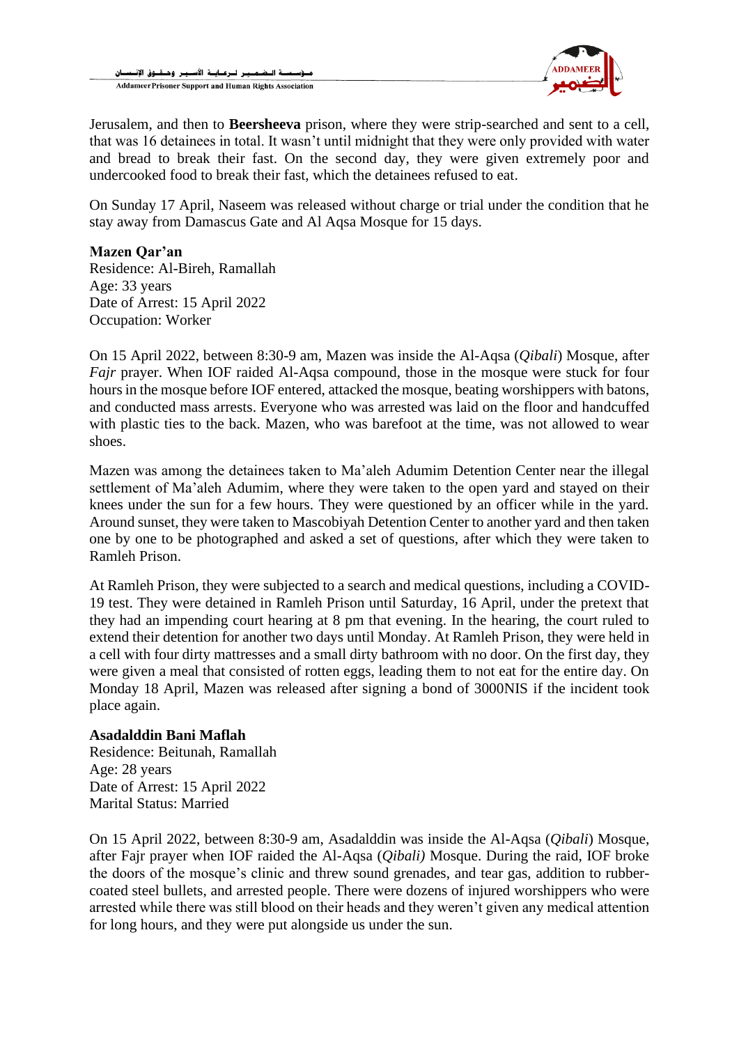Jerusalem, and then to **Beersheeva** prison, where they were strip-searched and sent to a cell, that was 16 detainees in total. It wasn't until midnight that they were only provided with water and bread to break their fast. On the second day, they were given extremely poor and undercooked food to break their fast, which the detainees refused to eat.

On Sunday 17 April, Naseem was released without charge or trial under the condition that he stay away from Damascus Gate and Al Aqsa Mosque for 15 days.

**Mazen Qar'an**
Residence: Al-Bireh, Ramallah
Age: 33 years
Date of Arrest: 15 April 2022
Occupation: Worker

On 15 April 2022, between 8:30-9 am, Mazen was inside the Al-Aqsa (*Qibali*) Mosque, after *Fajr* prayer. When IOF raided Al-Aqsa compound, those in the mosque were stuck for four hours in the mosque before IOF entered, attacked the mosque, beating worshippers with batons, and conducted mass arrests. Everyone who was arrested was laid on the floor and handcuffed with plastic ties to the back. Mazen, who was barefoot at the time, was not allowed to wear shoes.

Mazen was among the detainees taken to Ma'aleh Adumim Detention Center near the illegal settlement of Ma'aleh Adumim, where they were taken to the open yard and stayed on their knees under the sun for a few hours. They were questioned by an officer while in the yard. Around sunset, they were taken to Mascobiyah Detention Center to another yard and then taken one by one to be photographed and asked a set of questions, after which they were taken to Ramleh Prison.

At Ramleh Prison, they were subjected to a search and medical questions, including a COVID-19 test. They were detained in Ramleh Prison until Saturday, 16 April, under the pretext that they had an impending court hearing at 8 pm that evening. In the hearing, the court ruled to extend their detention for another two days until Monday. At Ramleh Prison, they were held in a cell with four dirty mattresses and a small dirty bathroom with no door. On the first day, they were given a meal that consisted of rotten eggs, leading them to not eat for the entire day. On Monday 18 April, Mazen was released after signing a bond of 3000NIS if the incident took place again.

**Asadalddin Bani Maflah**
Residence: Beitunah, Ramallah
Age: 28 years
Date of Arrest: 15 April 2022
Marital Status: Married

On 15 April 2022, between 8:30-9 am, Asadalddin was inside the Al-Aqsa (*Qibali*) Mosque, after Fajr prayer when IOF raided the Al-Aqsa (*Qibali)* Mosque. During the raid, IOF broke the doors of the mosque's clinic and threw sound grenades, and tear gas, addition to rubber-coated steel bullets, and arrested people. There were dozens of injured worshippers who were arrested while there was still blood on their heads and they weren't given any medical attention for long hours, and they were put alongside us under the sun.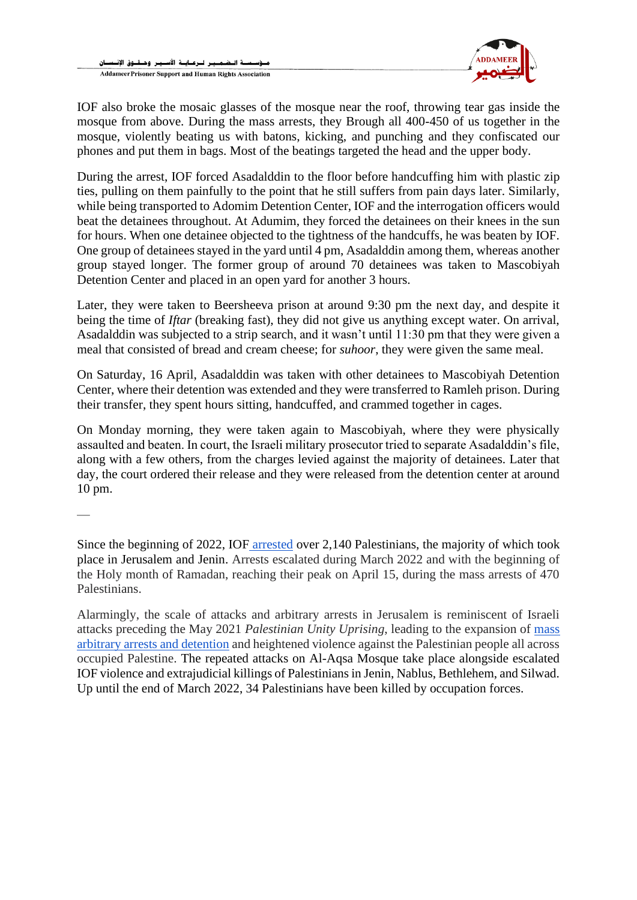IOF also broke the mosaic glasses of the mosque near the roof, throwing tear gas inside the mosque from above. During the mass arrests, they Brough all 400-450 of us together in the mosque, violently beating us with batons, kicking, and punching and they confiscated our phones and put them in bags. Most of the beatings targeted the head and the upper body.

During the arrest, IOF forced Asadalddin to the floor before handcuffing him with plastic zip ties, pulling on them painfully to the point that he still suffers from pain days later. Similarly, while being transported to Adomim Detention Center, IOF and the interrogation officers would beat the detainees throughout. At Adumim, they forced the detainees on their knees in the sun for hours. When one detainee objected to the tightness of the handcuffs, he was beaten by IOF. One group of detainees stayed in the yard until 4 pm, Asadalddin among them, whereas another group stayed longer. The former group of around 70 detainees was taken to Mascobiyah Detention Center and placed in an open yard for another 3 hours.

Later, they were taken to Beersheeva prison at around 9:30 pm the next day, and despite it being the time of *Iftar* (breaking fast), they did not give us anything except water. On arrival, Asadalddin was subjected to a strip search, and it wasn't until 11:30 pm that they were given a meal that consisted of bread and cream cheese; for *suhoor*, they were given the same meal.

On Saturday, 16 April, Asadalddin was taken with other detainees to Mascobiyah Detention Center, where their detention was extended and they were transferred to Ramleh prison. During their transfer, they spent hours sitting, handcuffed, and crammed together in cages.

On Monday morning, they were taken again to Mascobiyah, where they were physically assaulted and beaten. In court, the Israeli military prosecutor tried to separate Asadalddin's file, along with a few others, from the charges levied against the majority of detainees. Later that day, the court ordered their release and they were released from the detention center at around 10 pm.

—

Since the beginning of 2022, IOF arrested over 2,140 Palestinians, the majority of which took place in Jerusalem and Jenin. Arrests escalated during March 2022 and with the beginning of the Holy month of Ramadan, reaching their peak on April 15, during the mass arrests of 470 Palestinians.

Alarmingly, the scale of attacks and arbitrary arrests in Jerusalem is reminiscent of Israeli attacks preceding the May 2021 *Palestinian Unity Uprising*, leading to the expansion of mass arbitrary arrests and detention and heightened violence against the Palestinian people all across occupied Palestine. The repeated attacks on Al-Aqsa Mosque take place alongside escalated IOF violence and extrajudicial killings of Palestinians in Jenin, Nablus, Bethlehem, and Silwad. Up until the end of March 2022, 34 Palestinians have been killed by occupation forces.